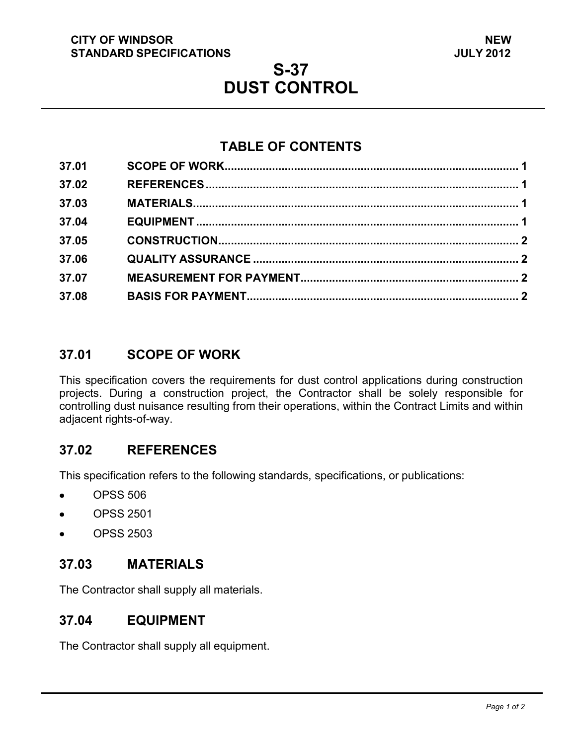**CITY OF WINDSOR**
**STANDARD SPECIFICATIONS**

**NEW**
**JULY 2012**

# S-37
# DUST CONTROL

## TABLE OF CONTENTS

| | | |
|---|---|---|
| 37.01 | SCOPE OF WORK | 1 |
| 37.02 | REFERENCES | 1 |
| 37.03 | MATERIALS | 1 |
| 37.04 | EQUIPMENT | 1 |
| 37.05 | CONSTRUCTION | 2 |
| 37.06 | QUALITY ASSURANCE | 2 |
| 37.07 | MEASUREMENT FOR PAYMENT | 2 |
| 37.08 | BASIS FOR PAYMENT | 2 |

## 37.01 SCOPE OF WORK

This specification covers the requirements for dust control applications during construction projects. During a construction project, the Contractor shall be solely responsible for controlling dust nuisance resulting from their operations, within the Contract Limits and within adjacent rights-of-way.

## 37.02 REFERENCES

This specification refers to the following standards, specifications, or publications:

- OPSS 506
- OPSS 2501
- OPSS 2503

## 37.03 MATERIALS

The Contractor shall supply all materials.

## 37.04 EQUIPMENT

The Contractor shall supply all equipment.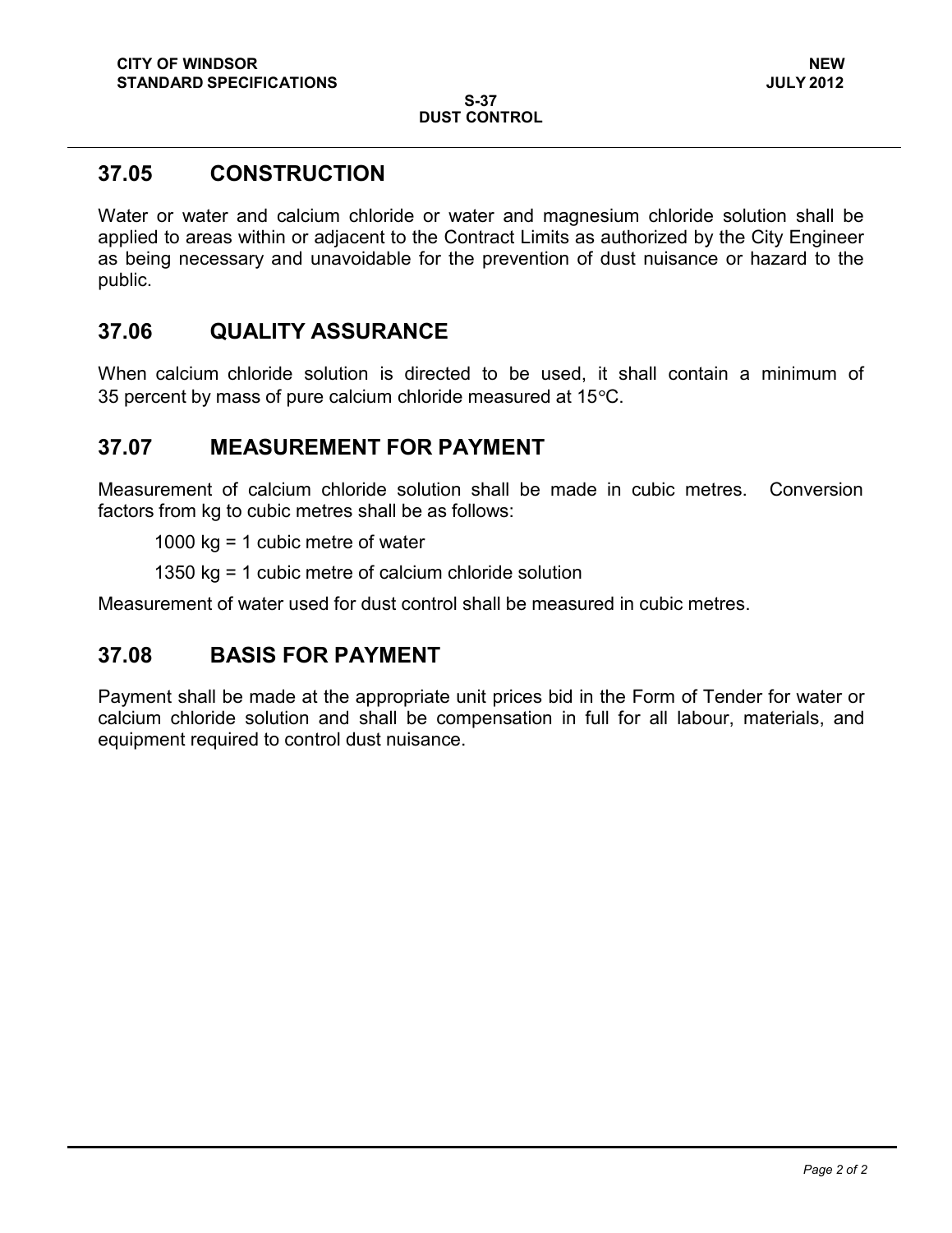## 37.05 CONSTRUCTION

Water or water and calcium chloride or water and magnesium chloride solution shall be applied to areas within or adjacent to the Contract Limits as authorized by the City Engineer as being necessary and unavoidable for the prevention of dust nuisance or hazard to the public.

## 37.06 QUALITY ASSURANCE

When calcium chloride solution is directed to be used, it shall contain a minimum of 35 percent by mass of pure calcium chloride measured at 15°C.

## 37.07 MEASUREMENT FOR PAYMENT

Measurement of calcium chloride solution shall be made in cubic metres. Conversion factors from kg to cubic metres shall be as follows:

1000 kg = 1 cubic metre of water

1350 kg = 1 cubic metre of calcium chloride solution

Measurement of water used for dust control shall be measured in cubic metres.

## 37.08 BASIS FOR PAYMENT

Payment shall be made at the appropriate unit prices bid in the Form of Tender for water or calcium chloride solution and shall be compensation in full for all labour, materials, and equipment required to control dust nuisance.